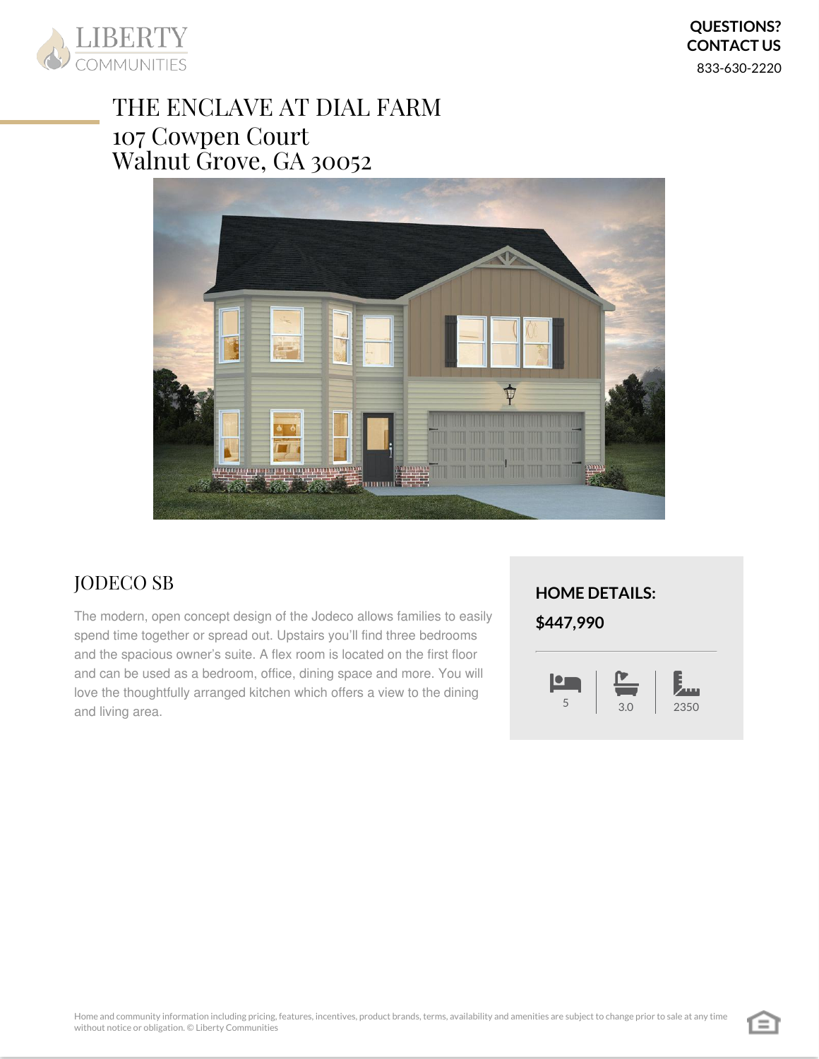LIBERTY COMMUNITIES

**QUESTIONS?**
**CONTACT US**
833-630-2220

# THE ENCLAVE AT DIAL FARM
107 Cowpen Court
Walnut Grove, GA 30052

## JODECO SB

The modern, open concept design of the Jodeco allows families to easily spend time together or spread out. Upstairs you'll find three bedrooms and the spacious owner's suite. A flex room is located on the first floor and can be used as a bedroom, office, dining space and more. You will love the thoughtfully arranged kitchen which offers a view to the dining and living area.

**HOME DETAILS:**

**$447,990**

| Beds | Baths | Sq. Ft. |
|---|---|---|
| 5 | 3.0 | 2350 |

Home and community information including pricing, features, incentives, product brands, terms, availability and amenities are subject to change prior to sale at any time without notice or obligation. © Liberty Communities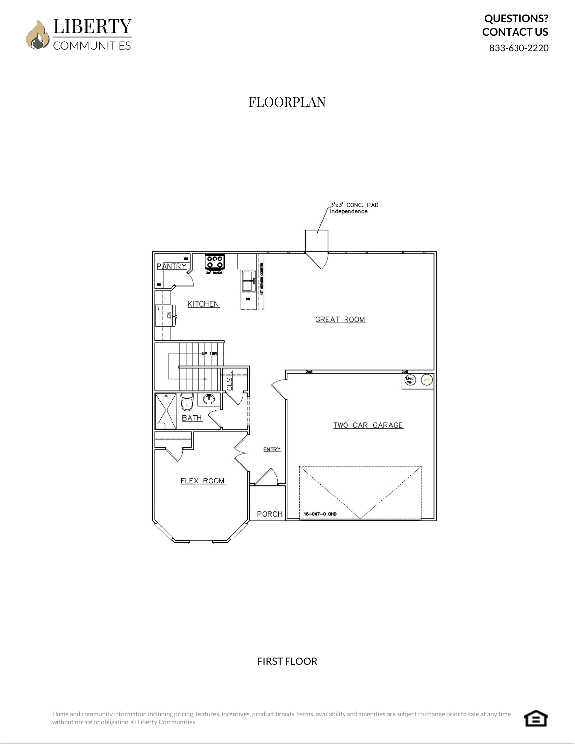# FLOORPLAN

3'x3' CONC. PAD
Independence

PANTRY

30" RANGE

12" SERVING COUNTER

DW

KITCHEN

REF

GREAT ROOM

UP 16R

CLST.

2x6

2x6

Elec WH

WH

BATH

TWO CAR GARAGE

ENTRY

FLEX ROOM

PORCH

16-0X7-0 OHD

FIRST FLOOR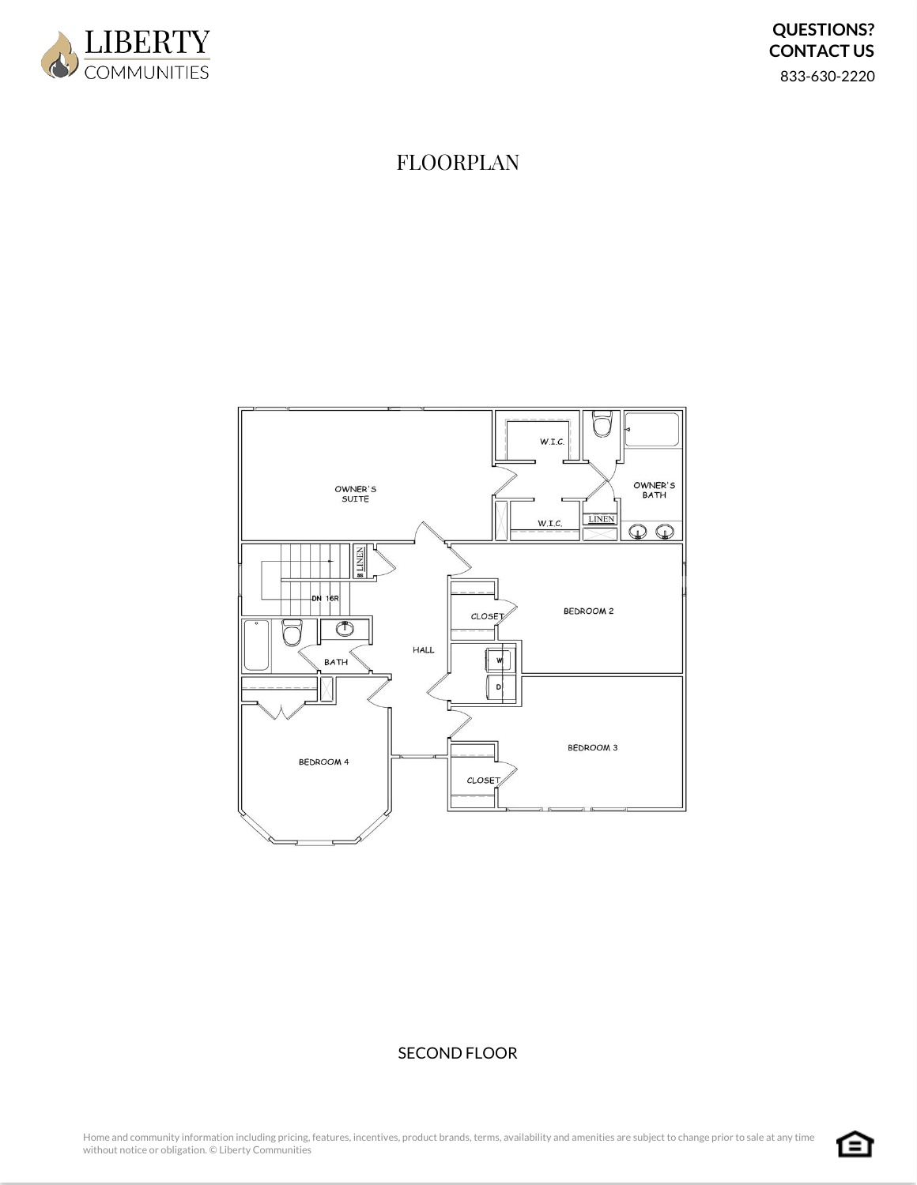**QUESTIONS? CONTACT US**
833-630-2220

# FLOORPLAN

SECOND FLOOR

Home and community information including pricing, features, incentives, product brands, terms, availability and amenities are subject to change prior to sale at any time without notice or obligation. © Liberty Communities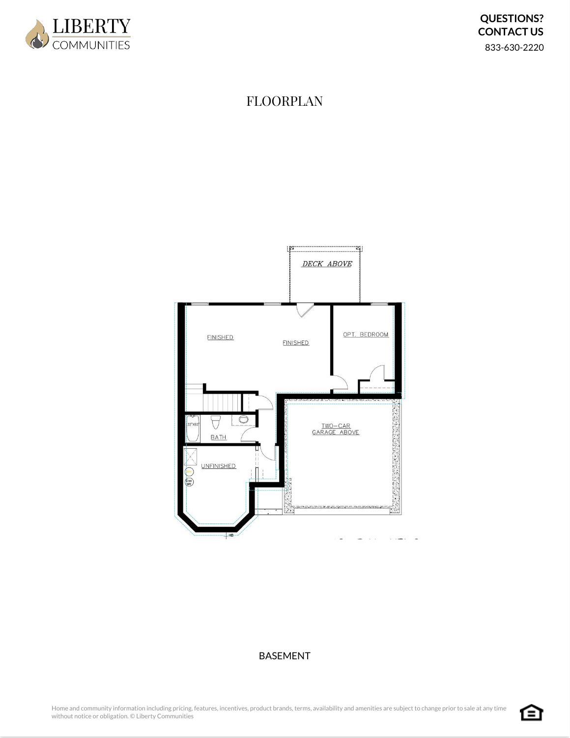LIBERTY COMMUNITIES

**QUESTIONS? CONTACT US**
833-630-2220

# FLOORPLAN

DECK ABOVE

FINISHED

FINISHED

OPT. BEDROOM

32"X60"

BATH

TWO-CAR GARAGE ABOVE

UNFINISHED

HB

BASEMENT

Home and community information including pricing, features, incentives, product brands, terms, availability and amenities are subject to change prior to sale at any time without notice or obligation. © Liberty Communities